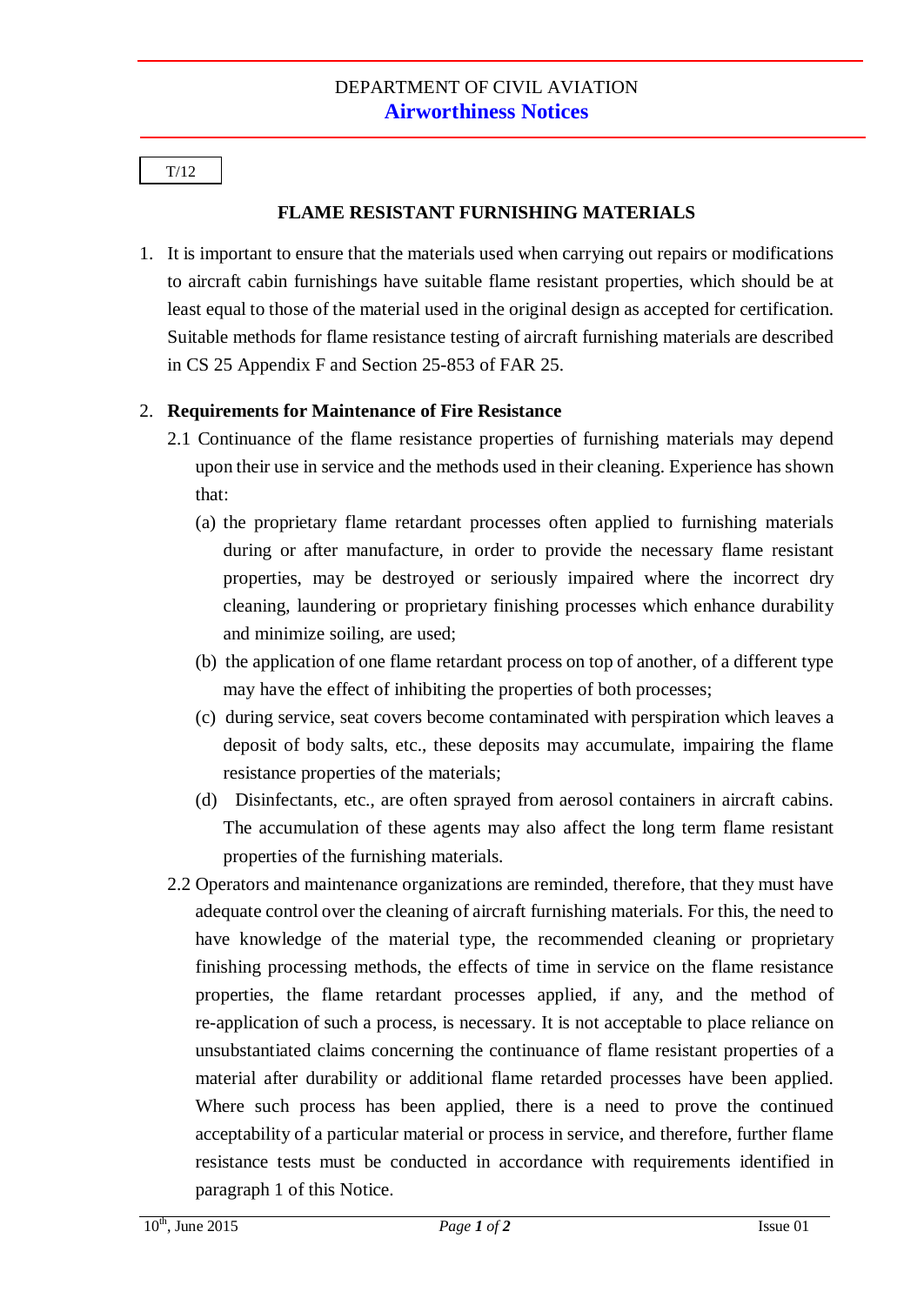DEPARTMENT OF CIVIL AVIATION

**Airworthiness Notices**

T/12

# FLAME RESISTANT FURNISHING MATERIALS

1. It is important to ensure that the materials used when carrying out repairs or modifications to aircraft cabin furnishings have suitable flame resistant properties, which should be at least equal to those of the material used in the original design as accepted for certification. Suitable methods for flame resistance testing of aircraft furnishing materials are described in CS 25 Appendix F and Section 25-853 of FAR 25.

2. **Requirements for Maintenance of Fire Resistance**

   2.1 Continuance of the flame resistance properties of furnishing materials may depend upon their use in service and the methods used in their cleaning. Experience has shown that:

   (a) the proprietary flame retardant processes often applied to furnishing materials during or after manufacture, in order to provide the necessary flame resistant properties, may be destroyed or seriously impaired where the incorrect dry cleaning, laundering or proprietary finishing processes which enhance durability and minimize soiling, are used;

   (b) the application of one flame retardant process on top of another, of a different type may have the effect of inhibiting the properties of both processes;

   (c) during service, seat covers become contaminated with perspiration which leaves a deposit of body salts, etc., these deposits may accumulate, impairing the flame resistance properties of the materials;

   (d) Disinfectants, etc., are often sprayed from aerosol containers in aircraft cabins. The accumulation of these agents may also affect the long term flame resistant properties of the furnishing materials.

   2.2 Operators and maintenance organizations are reminded, therefore, that they must have adequate control over the cleaning of aircraft furnishing materials. For this, the need to have knowledge of the material type, the recommended cleaning or proprietary finishing processing methods, the effects of time in service on the flame resistance properties, the flame retardant processes applied, if any, and the method of re-application of such a process, is necessary. It is not acceptable to place reliance on unsubstantiated claims concerning the continuance of flame resistant properties of a material after durability or additional flame retarded processes have been applied. Where such process has been applied, there is a need to prove the continued acceptability of a particular material or process in service, and therefore, further flame resistance tests must be conducted in accordance with requirements identified in paragraph 1 of this Notice.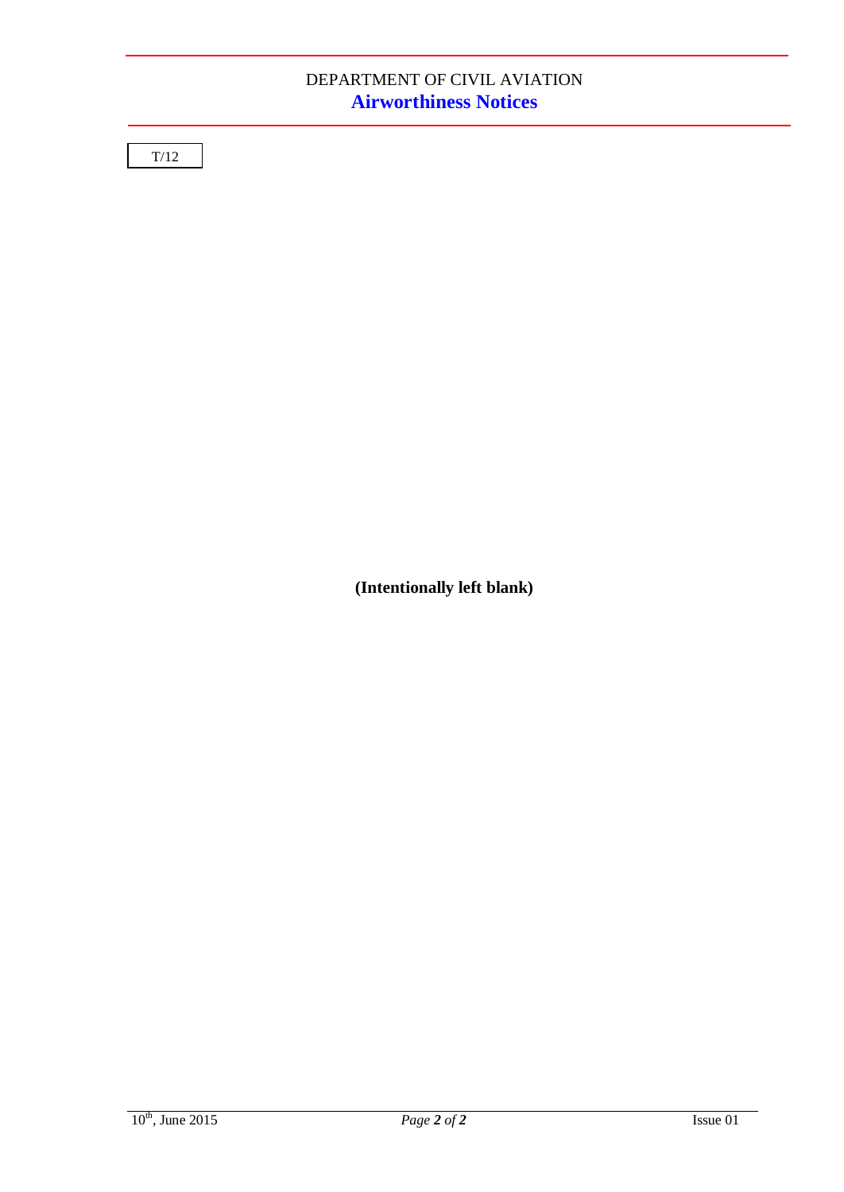T/12

**(Intentionally left blank)**